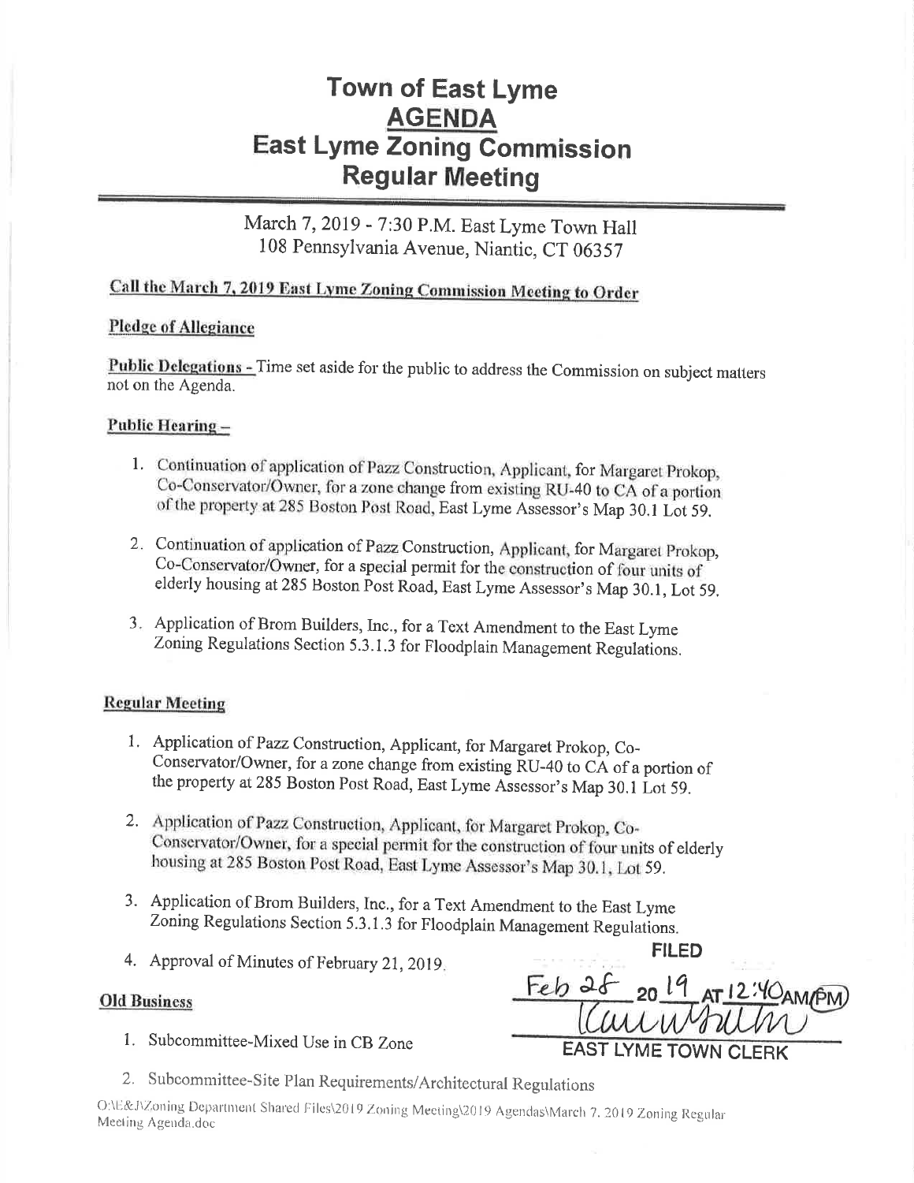# Town of East Lyme
# AGENDA
# East Lyme Zoning Commission
# Regular Meeting

March 7, 2019 - 7:30 P.M. East Lyme Town Hall
108 Pennsylvania Avenue, Niantic, CT 06357

**Call the March 7, 2019 East Lyme Zoning Commission Meeting to Order**

**Pledge of Allegiance**

**Public Delegations -** Time set aside for the public to address the Commission on subject matters not on the Agenda.

**Public Hearing –**

1. Continuation of application of Pazz Construction, Applicant, for Margaret Prokop, Co-Conservator/Owner, for a zone change from existing RU-40 to CA of a portion of the property at 285 Boston Post Road, East Lyme Assessor's Map 30.1 Lot 59.
2. Continuation of application of Pazz Construction, Applicant, for Margaret Prokop, Co-Conservator/Owner, for a special permit for the construction of four units of elderly housing at 285 Boston Post Road, East Lyme Assessor's Map 30.1, Lot 59.
3. Application of Brom Builders, Inc., for a Text Amendment to the East Lyme Zoning Regulations Section 5.3.1.3 for Floodplain Management Regulations.

**Regular Meeting**

1. Application of Pazz Construction, Applicant, for Margaret Prokop, Co-Conservator/Owner, for a zone change from existing RU-40 to CA of a portion of the property at 285 Boston Post Road, East Lyme Assessor's Map 30.1 Lot 59.
2. Application of Pazz Construction, Applicant, for Margaret Prokop, Co-Conservator/Owner, for a special permit for the construction of four units of elderly housing at 285 Boston Post Road, East Lyme Assessor's Map 30.1, Lot 59.
3. Application of Brom Builders, Inc., for a Text Amendment to the East Lyme Zoning Regulations Section 5.3.1.3 for Floodplain Management Regulations.
4. Approval of Minutes of February 21, 2019.

FILED
Feb 28 2019 AT 12:40 PM
EAST LYME TOWN CLERK

**Old Business**

1. Subcommittee-Mixed Use in CB Zone
2. Subcommittee-Site Plan Requirements/Architectural Regulations

O:\E&J\Zoning Department Shared Files\2019 Zoning Meeting\2019 Agendas\March 7, 2019 Zoning Regular Meeting Agenda.doc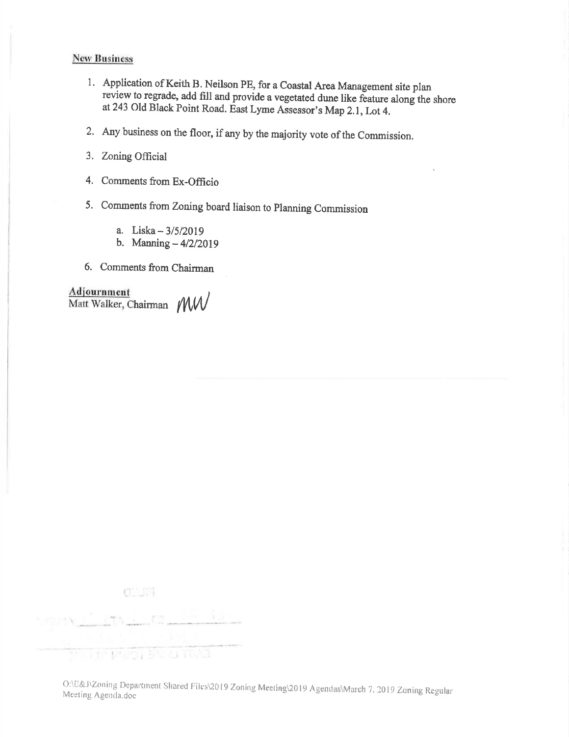**New Business**

1. Application of Keith B. Neilson PE, for a Coastal Area Management site plan review to regrade, add fill and provide a vegetated dune like feature along the shore at 243 Old Black Point Road. East Lyme Assessor's Map 2.1, Lot 4.

2. Any business on the floor, if any by the majority vote of the Commission.

3. Zoning Official

4. Comments from Ex-Officio

5. Comments from Zoning board liaison to Planning Commission

   a. Liska – 3/5/2019
   b. Manning – 4/2/2019

6. Comments from Chairman

**Adjournment**

Matt Walker, Chairman *MW*

O:\E&J\Zoning Department Shared Files\2019 Zoning Meeting\2019 Agendas\March 7, 2019 Zoning Regular Meeting Agenda.doc